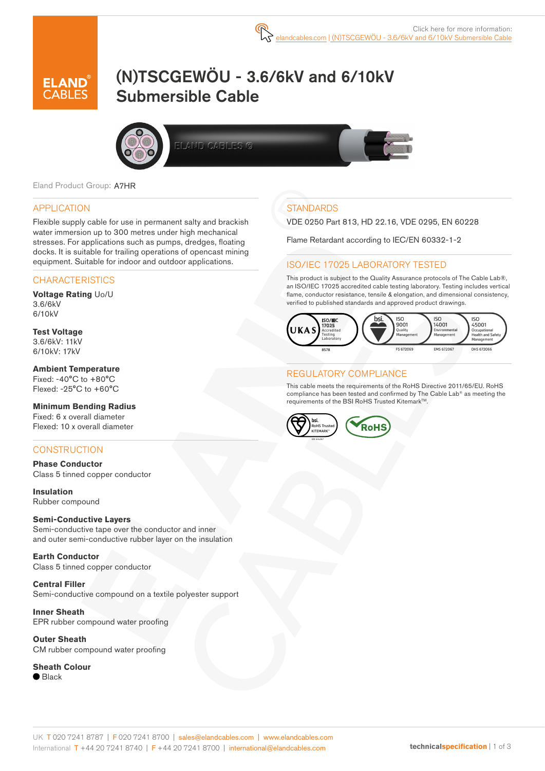Click here for more information:
elandcables.com | (N)TSCGEWÖU - 3.6/6kV and 6/10kV Submersible Cable

# (N)TSCGEWÖU - 3.6/6kV and 6/10kV Submersible Cable

Eland Product Group: A7HR

## APPLICATION

Flexible supply cable for use in permanent salty and brackish water immersion up to 300 metres under high mechanical stresses. For applications such as pumps, dredges, floating docks. It is suitable for trailing operations of opencast mining equipment. Suitable for indoor and outdoor applications.

## CHARACTERISTICS

**Voltage Rating** Uo/U
3.6/6kV
6/10kV

**Test Voltage**
3.6/6kV: 11kV
6/10kV: 17kV

**Ambient Temperature**
Fixed: -40°C to +80°C
Flexed: -25°C to +60°C

**Minimum Bending Radius**
Fixed: 6 x overall diameter
Flexed: 10 x overall diameter

## CONSTRUCTION

**Phase Conductor**
Class 5 tinned copper conductor

**Insulation**
Rubber compound

**Semi-Conductive Layers**
Semi-conductive tape over the conductor and inner and outer semi-conductive rubber layer on the insulation

**Earth Conductor**
Class 5 tinned copper conductor

**Central Filler**
Semi-conductive compound on a textile polyester support

**Inner Sheath**
EPR rubber compound water proofing

**Outer Sheath**
CM rubber compound water proofing

**Sheath Colour**
● Black

## STANDARDS

VDE 0250 Part 813, HD 22.16, VDE 0295, EN 60228

Flame Retardant according to IEC/EN 60332-1-2

## ISO/IEC 17025 LABORATORY TESTED

This product is subject to the Quality Assurance protocols of The Cable Lab®, an ISO/IEC 17025 accredited cable testing laboratory. Testing includes vertical flame, conductor resistance, tensile & elongation, and dimensional consistency, verified to published standards and approved product drawings.

UKAS ISO/IEC 17025 Accredited Testing Laboratory 8578 | bsi ISO 9001 Quality Management FS 672069 | ISO 14001 Environmental Management EMS 672067 | ISO 45001 Occupational Health and Safety Management OHS 672066

## REGULATORY COMPLIANCE

This cable meets the requirements of the RoHS Directive 2011/65/EU. RoHS compliance has been tested and confirmed by The Cable Lab® as meeting the requirements of the BSI RoHS Trusted Kitemark™.

bsi RoHS Trusted KITEMARK™ | RoHS

UK T 020 7241 8787 | F 020 7241 8700 | sales@elandcables.com | www.elandcables.com
International T +44 20 7241 8740 | F +44 20 7241 8700 | international@elandcables.com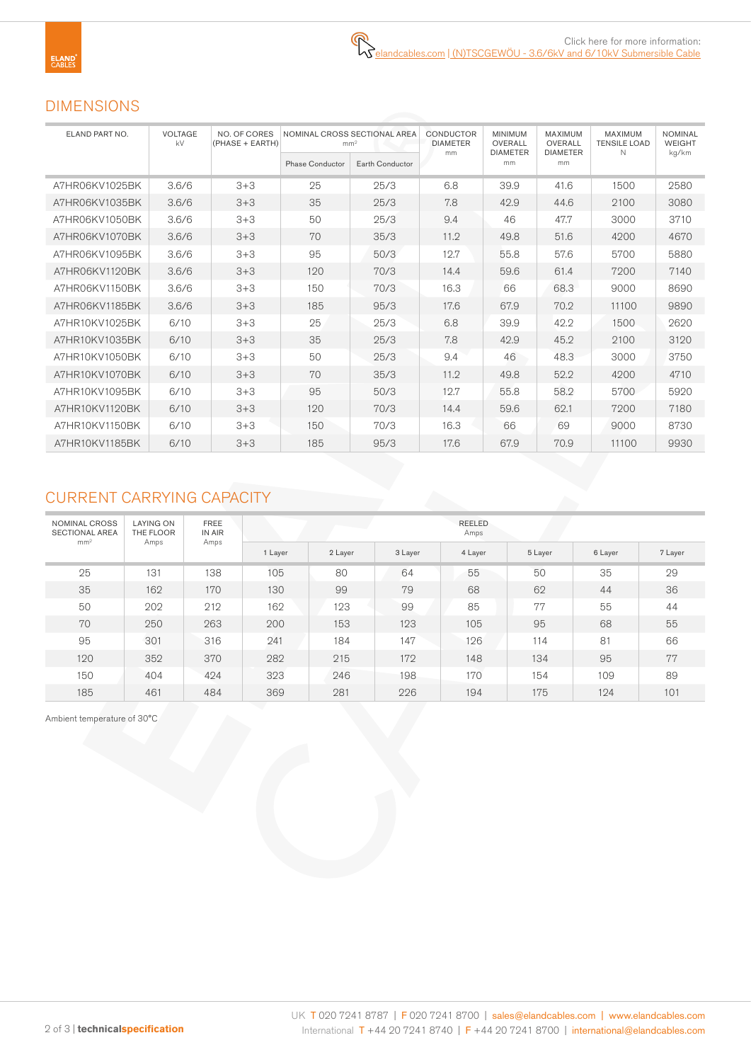Click here for more information:
elandcables.com | (N)TSCGEWÖU - 3.6/6kV and 6/10kV Submersible Cable

## DIMENSIONS

| ELAND PART NO. | VOLTAGE kV | NO. OF CORES (PHASE + EARTH) | NOMINAL CROSS SECTIONAL AREA $mm^2$ | | CONDUCTOR DIAMETER mm | MINIMUM OVERALL DIAMETER mm | MAXIMUM OVERALL DIAMETER mm | MAXIMUM TENSILE LOAD N | NOMINAL WEIGHT kg/km |
|---|---|---|---|---|---|---|---|---|---|
| | | | Phase Conductor | Earth Conductor | | | | | |
| A7HR06KV1025BK | 3.6/6 | 3+3 | 25 | 25/3 | 6.8 | 39.9 | 41.6 | 1500 | 2580 |
| A7HR06KV1035BK | 3.6/6 | 3+3 | 35 | 25/3 | 7.8 | 42.9 | 44.6 | 2100 | 3080 |
| A7HR06KV1050BK | 3.6/6 | 3+3 | 50 | 25/3 | 9.4 | 46 | 47.7 | 3000 | 3710 |
| A7HR06KV1070BK | 3.6/6 | 3+3 | 70 | 35/3 | 11.2 | 49.8 | 51.6 | 4200 | 4670 |
| A7HR06KV1095BK | 3.6/6 | 3+3 | 95 | 50/3 | 12.7 | 55.8 | 57.6 | 5700 | 5880 |
| A7HR06KV1120BK | 3.6/6 | 3+3 | 120 | 70/3 | 14.4 | 59.6 | 61.4 | 7200 | 7140 |
| A7HR06KV1150BK | 3.6/6 | 3+3 | 150 | 70/3 | 16.3 | 66 | 68.3 | 9000 | 8690 |
| A7HR06KV1185BK | 3.6/6 | 3+3 | 185 | 95/3 | 17.6 | 67.9 | 70.2 | 11100 | 9890 |
| A7HR10KV1025BK | 6/10 | 3+3 | 25 | 25/3 | 6.8 | 39.9 | 42.2 | 1500 | 2620 |
| A7HR10KV1035BK | 6/10 | 3+3 | 35 | 25/3 | 7.8 | 42.9 | 45.2 | 2100 | 3120 |
| A7HR10KV1050BK | 6/10 | 3+3 | 50 | 25/3 | 9.4 | 46 | 48.3 | 3000 | 3750 |
| A7HR10KV1070BK | 6/10 | 3+3 | 70 | 35/3 | 11.2 | 49.8 | 52.2 | 4200 | 4710 |
| A7HR10KV1095BK | 6/10 | 3+3 | 95 | 50/3 | 12.7 | 55.8 | 58.2 | 5700 | 5920 |
| A7HR10KV1120BK | 6/10 | 3+3 | 120 | 70/3 | 14.4 | 59.6 | 62.1 | 7200 | 7180 |
| A7HR10KV1150BK | 6/10 | 3+3 | 150 | 70/3 | 16.3 | 66 | 69 | 9000 | 8730 |
| A7HR10KV1185BK | 6/10 | 3+3 | 185 | 95/3 | 17.6 | 67.9 | 70.9 | 11100 | 9930 |

## CURRENT CARRYING CAPACITY

| NOMINAL CROSS SECTIONAL AREA $mm^2$ | LAYING ON THE FLOOR Amps | FREE IN AIR Amps | REELED Amps | | | | | | |
|---|---|---|---|---|---|---|---|---|---|
| | | | 1 Layer | 2 Layer | 3 Layer | 4 Layer | 5 Layer | 6 Layer | 7 Layer |
| 25 | 131 | 138 | 105 | 80 | 64 | 55 | 50 | 35 | 29 |
| 35 | 162 | 170 | 130 | 99 | 79 | 68 | 62 | 44 | 36 |
| 50 | 202 | 212 | 162 | 123 | 99 | 85 | 77 | 55 | 44 |
| 70 | 250 | 263 | 200 | 153 | 123 | 105 | 95 | 68 | 55 |
| 95 | 301 | 316 | 241 | 184 | 147 | 126 | 114 | 81 | 66 |
| 120 | 352 | 370 | 282 | 215 | 172 | 148 | 134 | 95 | 77 |
| 150 | 404 | 424 | 323 | 246 | 198 | 170 | 154 | 109 | 89 |
| 185 | 461 | 484 | 369 | 281 | 226 | 194 | 175 | 124 | 101 |

Ambient temperature of 30°C

UK T 020 7241 8787 | F 020 7241 8700 | sales@elandcables.com | www.elandcables.com
International T +44 20 7241 8740 | F +44 20 7241 8700 | international@elandcables.com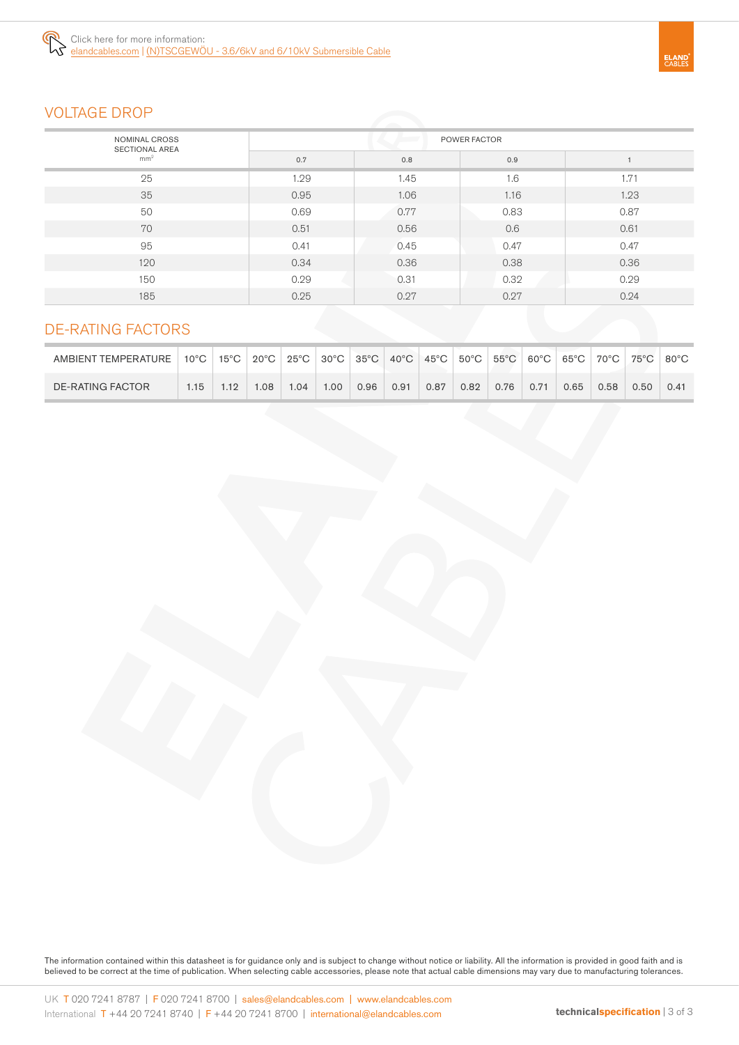Click here for more information:
elandcables.com | (N)TSCGEWÖU - 3.6/6kV and 6/10kV Submersible Cable

## VOLTAGE DROP

| NOMINAL CROSS SECTIONAL AREA mm² | POWER FACTOR | | | |
|---|---|---|---|---|
| | 0.7 | 0.8 | 0.9 | 1 |
| 25 | 1.29 | 1.45 | 1.6 | 1.71 |
| 35 | 0.95 | 1.06 | 1.16 | 1.23 |
| 50 | 0.69 | 0.77 | 0.83 | 0.87 |
| 70 | 0.51 | 0.56 | 0.6 | 0.61 |
| 95 | 0.41 | 0.45 | 0.47 | 0.47 |
| 120 | 0.34 | 0.36 | 0.38 | 0.36 |
| 150 | 0.29 | 0.31 | 0.32 | 0.29 |
| 185 | 0.25 | 0.27 | 0.27 | 0.24 |

## DE-RATING FACTORS

| AMBIENT TEMPERATURE | 10°C | 15°C | 20°C | 25°C | 30°C | 35°C | 40°C | 45°C | 50°C | 55°C | 60°C | 65°C | 70°C | 75°C | 80°C |
|---|---|---|---|---|---|---|---|---|---|---|---|---|---|---|---|
| DE-RATING FACTOR | 1.15 | 1.12 | 1.08 | 1.04 | 1.00 | 0.96 | 0.91 | 0.87 | 0.82 | 0.76 | 0.71 | 0.65 | 0.58 | 0.50 | 0.41 |

The information contained within this datasheet is for guidance only and is subject to change without notice or liability. All the information is provided in good faith and is believed to be correct at the time of publication. When selecting cable accessories, please note that actual cable dimensions may vary due to manufacturing tolerances.

UK T 020 7241 8787 | F 020 7241 8700 | sales@elandcables.com | www.elandcables.com
International T +44 20 7241 8740 | F +44 20 7241 8700 | international@elandcables.com